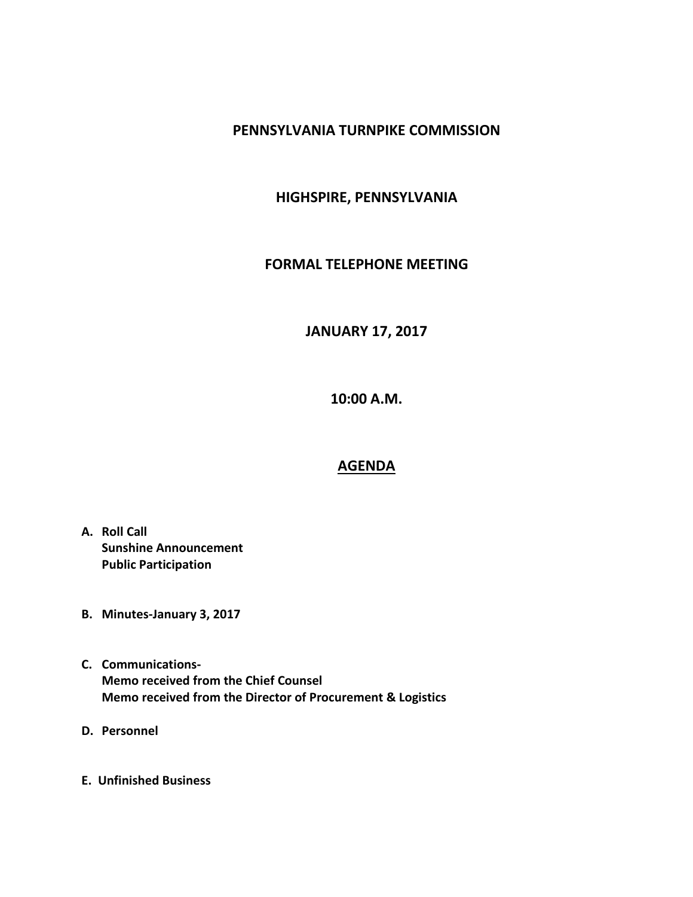# PENNSYLVANIA TURNPIKE COMMISSION

## HIGHSPIRE, PENNSYLVANIA

## FORMAL TELEPHONE MEETING

## JANUARY 17, 2017

## 10:00 A.M.

## AGENDA

**A. Roll Call**
**Sunshine Announcement**
**Public Participation**

**B. Minutes-January 3, 2017**

**C. Communications-**
**Memo received from the Chief Counsel**
**Memo received from the Director of Procurement & Logistics**

**D. Personnel**

**E. Unfinished Business**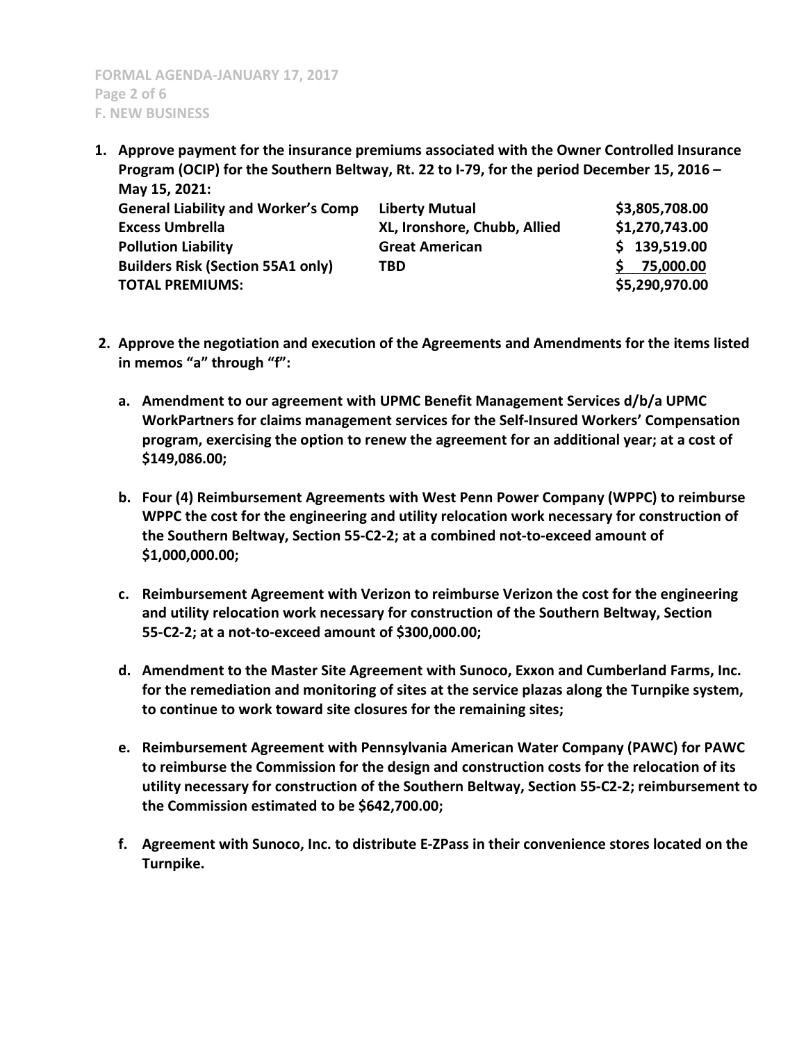1. **Approve payment for the insurance premiums associated with the Owner Controlled Insurance Program (OCIP) for the Southern Beltway, Rt. 22 to I-79, for the period December 15, 2016 – May 15, 2021:**

| | | |
|---|---|---|
| **General Liability and Worker's Comp** | **Liberty Mutual** | **\$3,805,708.00** |
| **Excess Umbrella** | **XL, Ironshore, Chubb, Allied** | **\$1,270,743.00** |
| **Pollution Liability** | **Great American** | **\$ 139,519.00** |
| **Builders Risk (Section 55A1 only)** | **TBD** | **\$ 75,000.00** |
| **TOTAL PREMIUMS:** | | **\$5,290,970.00** |

2. **Approve the negotiation and execution of the Agreements and Amendments for the items listed in memos "a" through "f":**

   a. **Amendment to our agreement with UPMC Benefit Management Services d/b/a UPMC WorkPartners for claims management services for the Self-Insured Workers' Compensation program, exercising the option to renew the agreement for an additional year; at a cost of \$149,086.00;**

   b. **Four (4) Reimbursement Agreements with West Penn Power Company (WPPC) to reimburse WPPC the cost for the engineering and utility relocation work necessary for construction of the Southern Beltway, Section 55-C2-2; at a combined not-to-exceed amount of \$1,000,000.00;**

   c. **Reimbursement Agreement with Verizon to reimburse Verizon the cost for the engineering and utility relocation work necessary for construction of the Southern Beltway, Section 55-C2-2; at a not-to-exceed amount of \$300,000.00;**

   d. **Amendment to the Master Site Agreement with Sunoco, Exxon and Cumberland Farms, Inc. for the remediation and monitoring of sites at the service plazas along the Turnpike system, to continue to work toward site closures for the remaining sites;**

   e. **Reimbursement Agreement with Pennsylvania American Water Company (PAWC) for PAWC to reimburse the Commission for the design and construction costs for the relocation of its utility necessary for construction of the Southern Beltway, Section 55-C2-2; reimbursement to the Commission estimated to be \$642,700.00;**

   f. **Agreement with Sunoco, Inc. to distribute E-ZPass in their convenience stores located on the Turnpike.**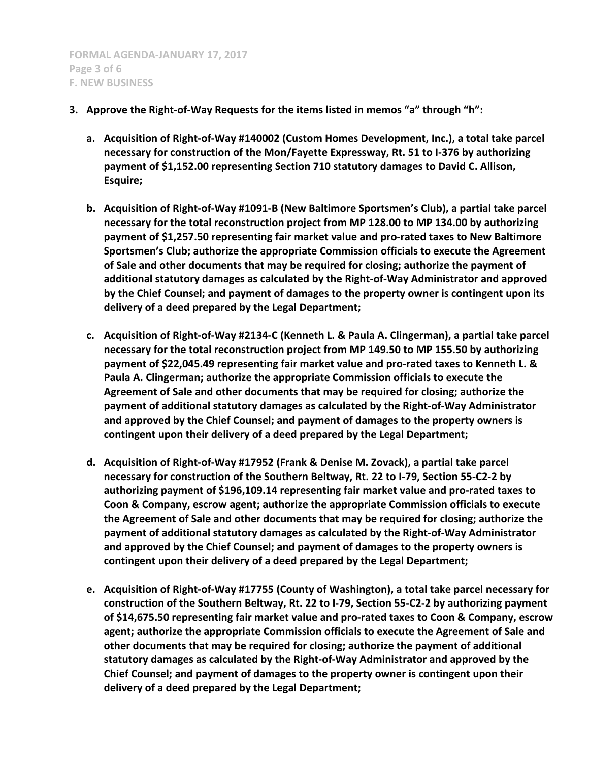**3. Approve the Right-of-Way Requests for the items listed in memos "a" through "h":**

   **a. Acquisition of Right-of-Way #140002 (Custom Homes Development, Inc.), a total take parcel necessary for construction of the Mon/Fayette Expressway, Rt. 51 to I-376 by authorizing payment of $1,152.00 representing Section 710 statutory damages to David C. Allison, Esquire;**

   **b. Acquisition of Right-of-Way #1091-B (New Baltimore Sportsmen's Club), a partial take parcel necessary for the total reconstruction project from MP 128.00 to MP 134.00 by authorizing payment of $1,257.50 representing fair market value and pro-rated taxes to New Baltimore Sportsmen's Club; authorize the appropriate Commission officials to execute the Agreement of Sale and other documents that may be required for closing; authorize the payment of additional statutory damages as calculated by the Right-of-Way Administrator and approved by the Chief Counsel; and payment of damages to the property owner is contingent upon its delivery of a deed prepared by the Legal Department;**

   **c. Acquisition of Right-of-Way #2134-C (Kenneth L. & Paula A. Clingerman), a partial take parcel necessary for the total reconstruction project from MP 149.50 to MP 155.50 by authorizing payment of $22,045.49 representing fair market value and pro-rated taxes to Kenneth L. & Paula A. Clingerman; authorize the appropriate Commission officials to execute the Agreement of Sale and other documents that may be required for closing; authorize the payment of additional statutory damages as calculated by the Right-of-Way Administrator and approved by the Chief Counsel; and payment of damages to the property owners is contingent upon their delivery of a deed prepared by the Legal Department;**

   **d. Acquisition of Right-of-Way #17952 (Frank & Denise M. Zovack), a partial take parcel necessary for construction of the Southern Beltway, Rt. 22 to I-79, Section 55-C2-2 by authorizing payment of $196,109.14 representing fair market value and pro-rated taxes to Coon & Company, escrow agent; authorize the appropriate Commission officials to execute the Agreement of Sale and other documents that may be required for closing; authorize the payment of additional statutory damages as calculated by the Right-of-Way Administrator and approved by the Chief Counsel; and payment of damages to the property owners is contingent upon their delivery of a deed prepared by the Legal Department;**

   **e. Acquisition of Right-of-Way #17755 (County of Washington), a total take parcel necessary for construction of the Southern Beltway, Rt. 22 to I-79, Section 55-C2-2 by authorizing payment of $14,675.50 representing fair market value and pro-rated taxes to Coon & Company, escrow agent; authorize the appropriate Commission officials to execute the Agreement of Sale and other documents that may be required for closing; authorize the payment of additional statutory damages as calculated by the Right-of-Way Administrator and approved by the Chief Counsel; and payment of damages to the property owner is contingent upon their delivery of a deed prepared by the Legal Department;**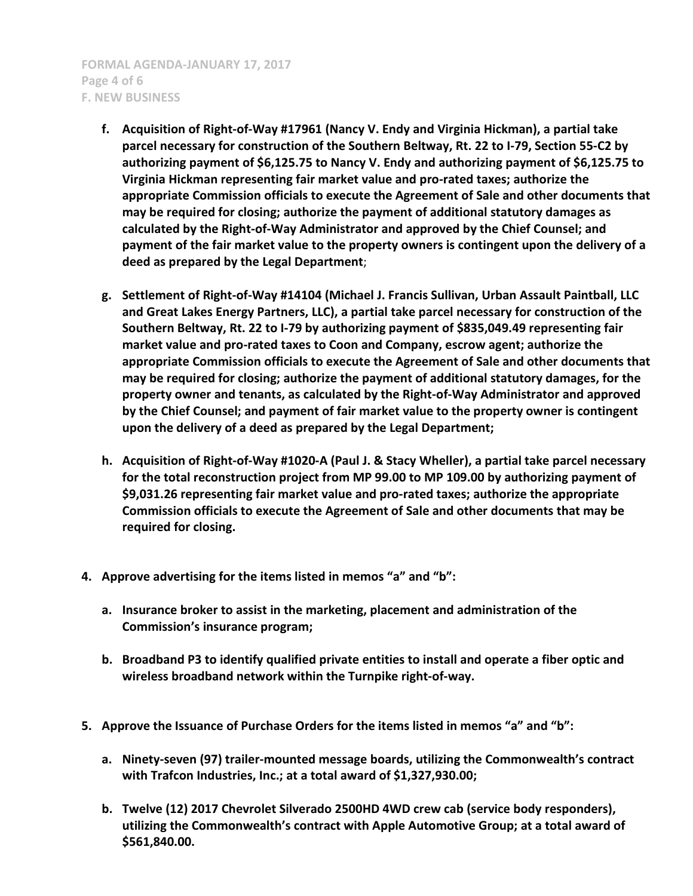- **f. Acquisition of Right-of-Way #17961 (Nancy V. Endy and Virginia Hickman), a partial take parcel necessary for construction of the Southern Beltway, Rt. 22 to I-79, Section 55-C2 by authorizing payment of $6,125.75 to Nancy V. Endy and authorizing payment of $6,125.75 to Virginia Hickman representing fair market value and pro-rated taxes; authorize the appropriate Commission officials to execute the Agreement of Sale and other documents that may be required for closing; authorize the payment of additional statutory damages as calculated by the Right-of-Way Administrator and approved by the Chief Counsel; and payment of the fair market value to the property owners is contingent upon the delivery of a deed as prepared by the Legal Department**;

- **g. Settlement of Right-of-Way #14104 (Michael J. Francis Sullivan, Urban Assault Paintball, LLC and Great Lakes Energy Partners, LLC), a partial take parcel necessary for construction of the Southern Beltway, Rt. 22 to I-79 by authorizing payment of $835,049.49 representing fair market value and pro-rated taxes to Coon and Company, escrow agent; authorize the appropriate Commission officials to execute the Agreement of Sale and other documents that may be required for closing; authorize the payment of additional statutory damages, for the property owner and tenants, as calculated by the Right-of-Way Administrator and approved by the Chief Counsel; and payment of fair market value to the property owner is contingent upon the delivery of a deed as prepared by the Legal Department;**

- **h. Acquisition of Right-of-Way #1020-A (Paul J. & Stacy Wheller), a partial take parcel necessary for the total reconstruction project from MP 99.00 to MP 109.00 by authorizing payment of $9,031.26 representing fair market value and pro-rated taxes; authorize the appropriate Commission officials to execute the Agreement of Sale and other documents that may be required for closing.**

**4. Approve advertising for the items listed in memos "a" and "b":**

- **a. Insurance broker to assist in the marketing, placement and administration of the Commission's insurance program;**

- **b. Broadband P3 to identify qualified private entities to install and operate a fiber optic and wireless broadband network within the Turnpike right-of-way.**

**5. Approve the Issuance of Purchase Orders for the items listed in memos "a" and "b":**

- **a. Ninety-seven (97) trailer-mounted message boards, utilizing the Commonwealth's contract with Trafcon Industries, Inc.; at a total award of $1,327,930.00;**

- **b. Twelve (12) 2017 Chevrolet Silverado 2500HD 4WD crew cab (service body responders), utilizing the Commonwealth's contract with Apple Automotive Group; at a total award of $561,840.00.**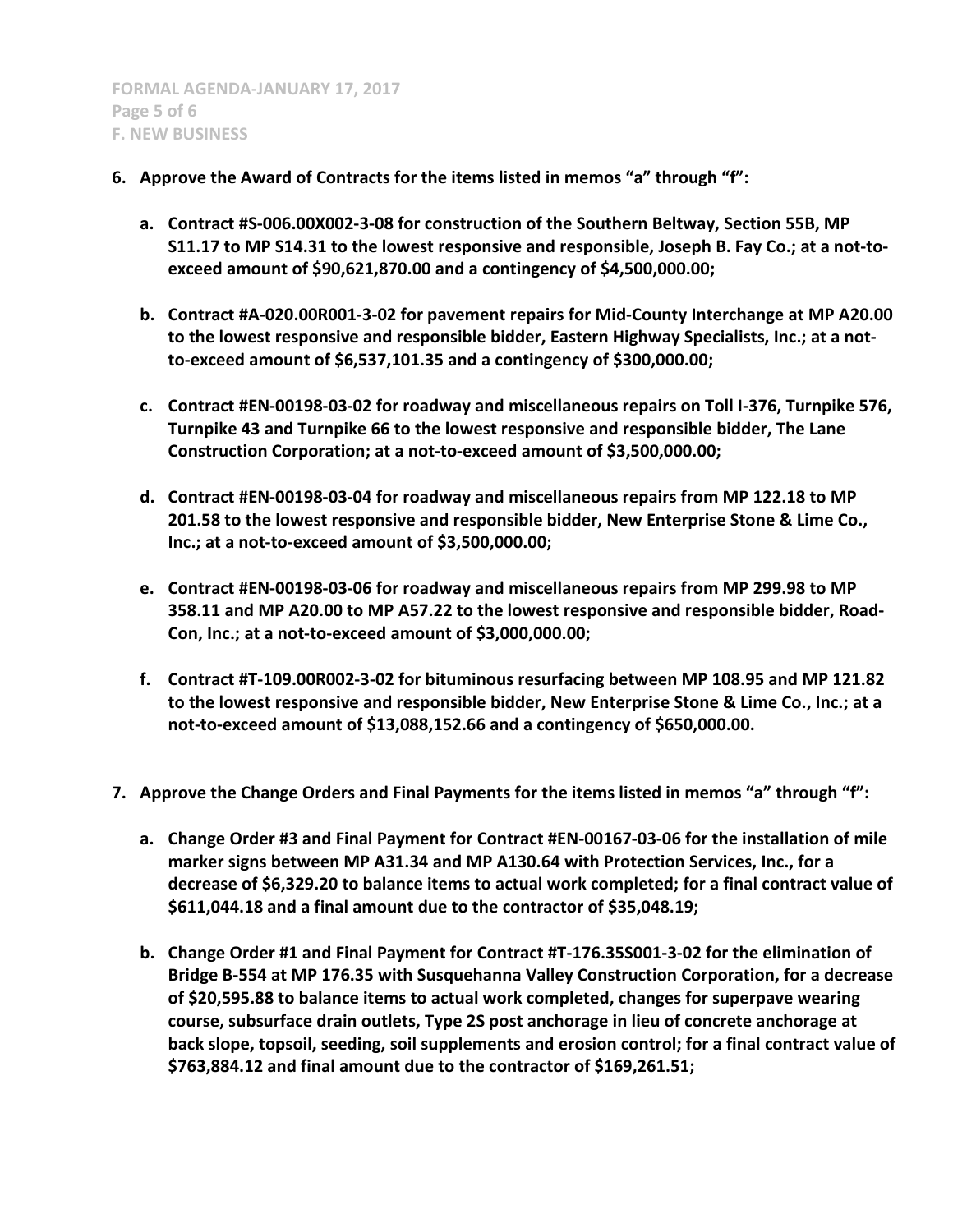**F. NEW BUSINESS**

6. **Approve the Award of Contracts for the items listed in memos "a" through "f":**

   a. **Contract #S-006.00X002-3-08 for construction of the Southern Beltway, Section 55B, MP S11.17 to MP S14.31 to the lowest responsive and responsible, Joseph B. Fay Co.; at a not-to-exceed amount of $90,621,870.00 and a contingency of $4,500,000.00;**

   b. **Contract #A-020.00R001-3-02 for pavement repairs for Mid-County Interchange at MP A20.00 to the lowest responsive and responsible bidder, Eastern Highway Specialists, Inc.; at a not-to-exceed amount of $6,537,101.35 and a contingency of $300,000.00;**

   c. **Contract #EN-00198-03-02 for roadway and miscellaneous repairs on Toll I-376, Turnpike 576, Turnpike 43 and Turnpike 66 to the lowest responsive and responsible bidder, The Lane Construction Corporation; at a not-to-exceed amount of $3,500,000.00;**

   d. **Contract #EN-00198-03-04 for roadway and miscellaneous repairs from MP 122.18 to MP 201.58 to the lowest responsive and responsible bidder, New Enterprise Stone & Lime Co., Inc.; at a not-to-exceed amount of $3,500,000.00;**

   e. **Contract #EN-00198-03-06 for roadway and miscellaneous repairs from MP 299.98 to MP 358.11 and MP A20.00 to MP A57.22 to the lowest responsive and responsible bidder, Road-Con, Inc.; at a not-to-exceed amount of $3,000,000.00;**

   f. **Contract #T-109.00R002-3-02 for bituminous resurfacing between MP 108.95 and MP 121.82 to the lowest responsive and responsible bidder, New Enterprise Stone & Lime Co., Inc.; at a not-to-exceed amount of $13,088,152.66 and a contingency of $650,000.00.**

7. **Approve the Change Orders and Final Payments for the items listed in memos "a" through "f":**

   a. **Change Order #3 and Final Payment for Contract #EN-00167-03-06 for the installation of mile marker signs between MP A31.34 and MP A130.64 with Protection Services, Inc., for a decrease of $6,329.20 to balance items to actual work completed; for a final contract value of $611,044.18 and a final amount due to the contractor of $35,048.19;**

   b. **Change Order #1 and Final Payment for Contract #T-176.35S001-3-02 for the elimination of Bridge B-554 at MP 176.35 with Susquehanna Valley Construction Corporation, for a decrease of $20,595.88 to balance items to actual work completed, changes for superpave wearing course, subsurface drain outlets, Type 2S post anchorage in lieu of concrete anchorage at back slope, topsoil, seeding, soil supplements and erosion control; for a final contract value of $763,884.12 and final amount due to the contractor of $169,261.51;**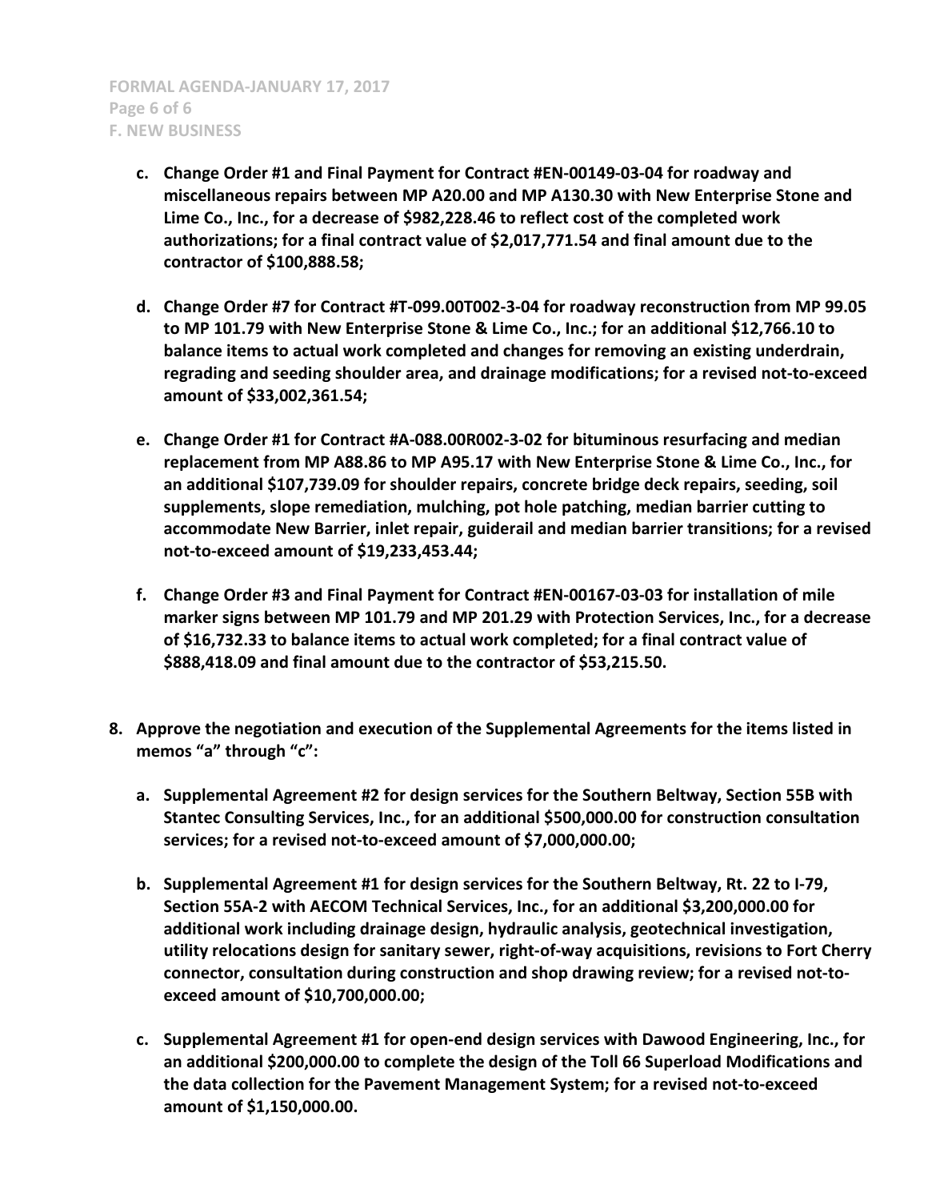**c. Change Order #1 and Final Payment for Contract #EN-00149-03-04 for roadway and miscellaneous repairs between MP A20.00 and MP A130.30 with New Enterprise Stone and Lime Co., Inc., for a decrease of $982,228.46 to reflect cost of the completed work authorizations; for a final contract value of $2,017,771.54 and final amount due to the contractor of $100,888.58;**

**d. Change Order #7 for Contract #T-099.00T002-3-04 for roadway reconstruction from MP 99.05 to MP 101.79 with New Enterprise Stone & Lime Co., Inc.; for an additional $12,766.10 to balance items to actual work completed and changes for removing an existing underdrain, regrading and seeding shoulder area, and drainage modifications; for a revised not-to-exceed amount of $33,002,361.54;**

**e. Change Order #1 for Contract #A-088.00R002-3-02 for bituminous resurfacing and median replacement from MP A88.86 to MP A95.17 with New Enterprise Stone & Lime Co., Inc., for an additional $107,739.09 for shoulder repairs, concrete bridge deck repairs, seeding, soil supplements, slope remediation, mulching, pot hole patching, median barrier cutting to accommodate New Barrier, inlet repair, guiderail and median barrier transitions; for a revised not-to-exceed amount of $19,233,453.44;**

**f. Change Order #3 and Final Payment for Contract #EN-00167-03-03 for installation of mile marker signs between MP 101.79 and MP 201.29 with Protection Services, Inc., for a decrease of $16,732.33 to balance items to actual work completed; for a final contract value of $888,418.09 and final amount due to the contractor of $53,215.50.**

**8. Approve the negotiation and execution of the Supplemental Agreements for the items listed in memos "a" through "c":**

**a. Supplemental Agreement #2 for design services for the Southern Beltway, Section 55B with Stantec Consulting Services, Inc., for an additional $500,000.00 for construction consultation services; for a revised not-to-exceed amount of $7,000,000.00;**

**b. Supplemental Agreement #1 for design services for the Southern Beltway, Rt. 22 to I-79, Section 55A-2 with AECOM Technical Services, Inc., for an additional $3,200,000.00 for additional work including drainage design, hydraulic analysis, geotechnical investigation, utility relocations design for sanitary sewer, right-of-way acquisitions, revisions to Fort Cherry connector, consultation during construction and shop drawing review; for a revised not-to-exceed amount of $10,700,000.00;**

**c. Supplemental Agreement #1 for open-end design services with Dawood Engineering, Inc., for an additional $200,000.00 to complete the design of the Toll 66 Superload Modifications and the data collection for the Pavement Management System; for a revised not-to-exceed amount of $1,150,000.00.**